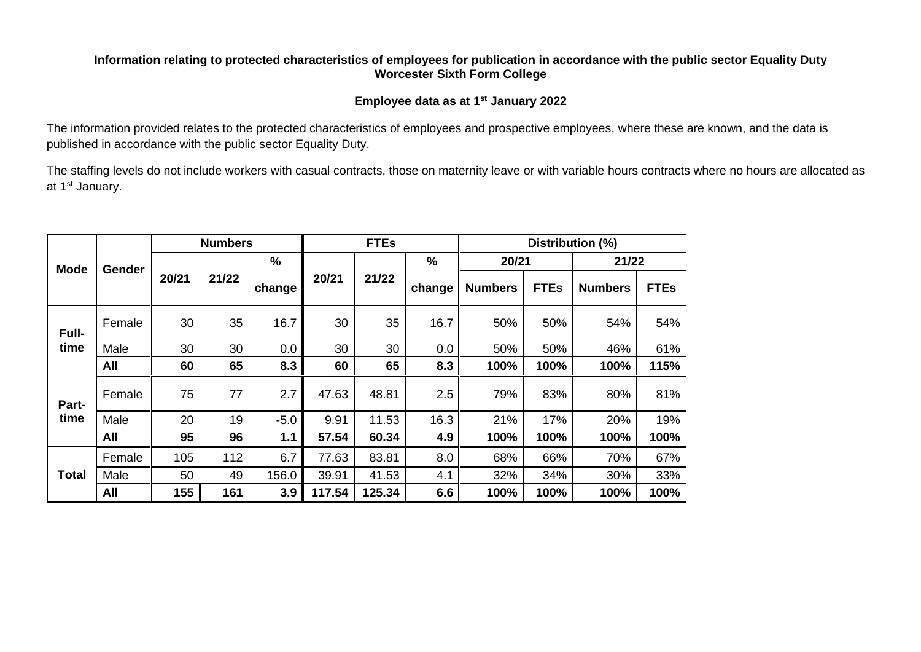**Information relating to protected characteristics of employees for publication in accordance with the public sector Equality Duty**
**Worcester Sixth Form College**

**Employee data as at 1st January 2022**

The information provided relates to the protected characteristics of employees and prospective employees, where these are known, and the data is published in accordance with the public sector Equality Duty.

The staffing levels do not include workers with casual contracts, those on maternity leave or with variable hours contracts where no hours are allocated as at 1st January.

| Mode | Gender | Numbers | | | FTEs | | | Distribution (%) | | | |
|---|---|---|---|---|---|---|---|---|---|---|---|
| | | | | | | | | 20/21 | | 21/22 | |
| | | 20/21 | 21/22 | % change | 20/21 | 21/22 | % change | Numbers | FTEs | Numbers | FTEs |
| Full-time | Female | 30 | 35 | 16.7 | 30 | 35 | 16.7 | 50% | 50% | 54% | 54% |
| | Male | 30 | 30 | 0.0 | 30 | 30 | 0.0 | 50% | 50% | 46% | 61% |
| | **All** | **60** | **65** | **8.3** | **60** | **65** | **8.3** | **100%** | **100%** | **100%** | **115%** |
| Part-time | Female | 75 | 77 | 2.7 | 47.63 | 48.81 | 2.5 | 79% | 83% | 80% | 81% |
| | Male | 20 | 19 | -5.0 | 9.91 | 11.53 | 16.3 | 21% | 17% | 20% | 19% |
| | **All** | **95** | **96** | **1.1** | **57.54** | **60.34** | **4.9** | **100%** | **100%** | **100%** | **100%** |
| Total | Female | 105 | 112 | 6.7 | 77.63 | 83.81 | 8.0 | 68% | 66% | 70% | 67% |
| | Male | 50 | 49 | 156.0 | 39.91 | 41.53 | 4.1 | 32% | 34% | 30% | 33% |
| | **All** | **155** | **161** | **3.9** | **117.54** | **125.34** | **6.6** | **100%** | **100%** | **100%** | **100%** |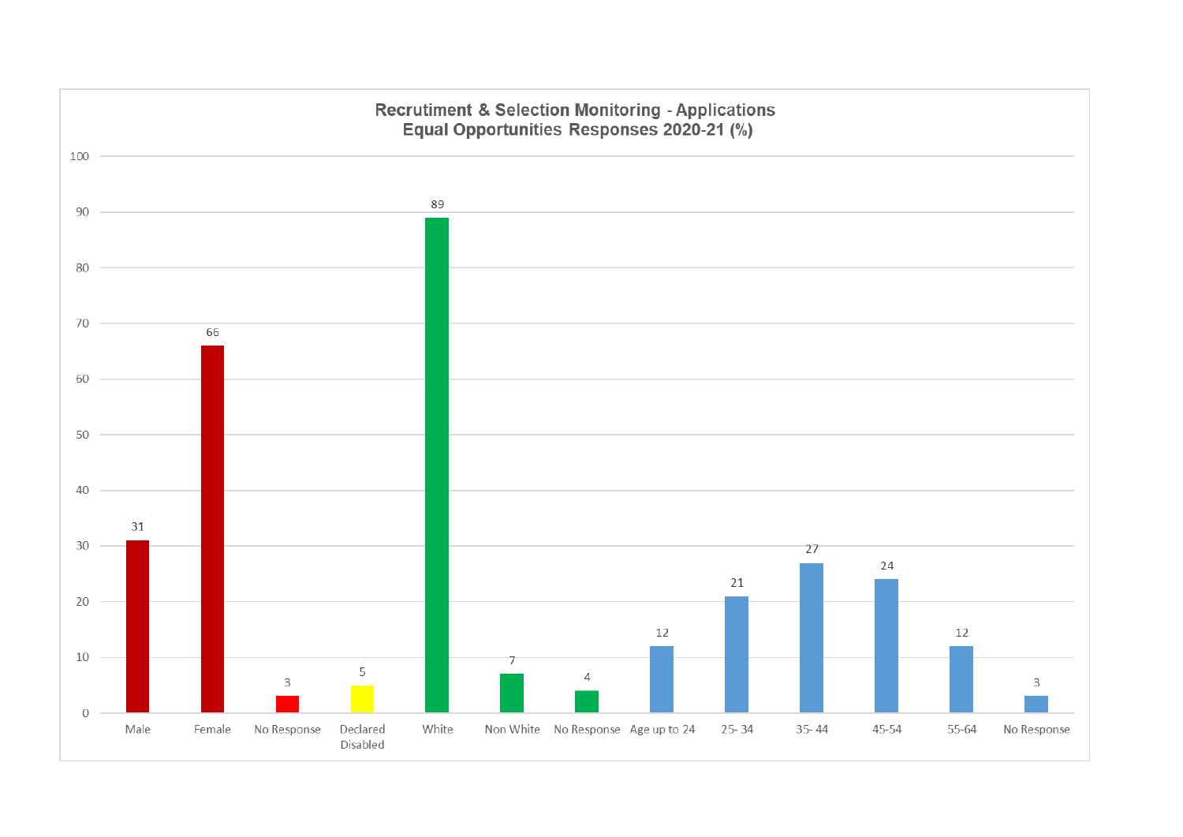## Recrutiment & Selection Monitoring - Applications
## Equal Opportunities Responses 2020-21 (%)

| Category | % |
|---|---|
| Male | 31 |
| Female | 66 |
| No Response | 3 |
| Declared Disabled | 5 |
| White | 89 |
| Non White | 7 |
| No Response | 4 |
| Age up to 24 | 12 |
| 25- 34 | 21 |
| 35- 44 | 27 |
| 45-54 | 24 |
| 55-64 | 12 |
| No Response | 3 |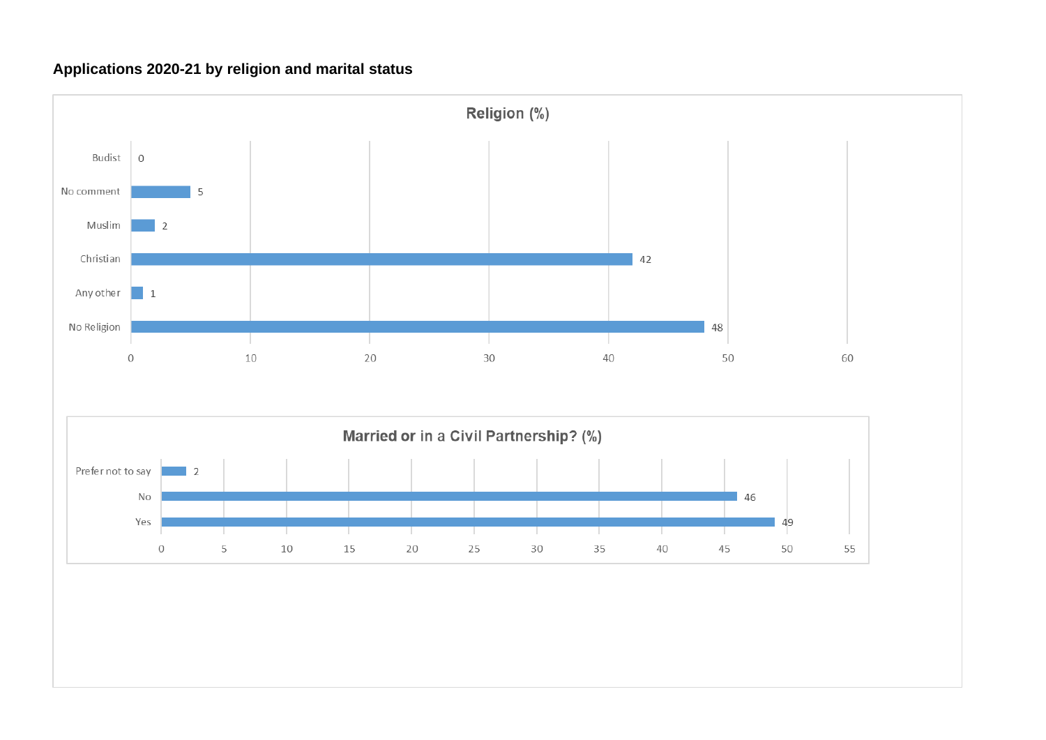**Applications 2020-21 by religion and marital status**

**Religion (%)**

| Religion | % |
|---|---|
| Budist | 0 |
| No comment | 5 |
| Muslim | 2 |
| Christian | 42 |
| Any other | 1 |
| No Religion | 48 |

**Married or in a Civil Partnership? (%)**

| Response | % |
|---|---|
| Prefer not to say | 2 |
| No | 46 |
| Yes | 49 |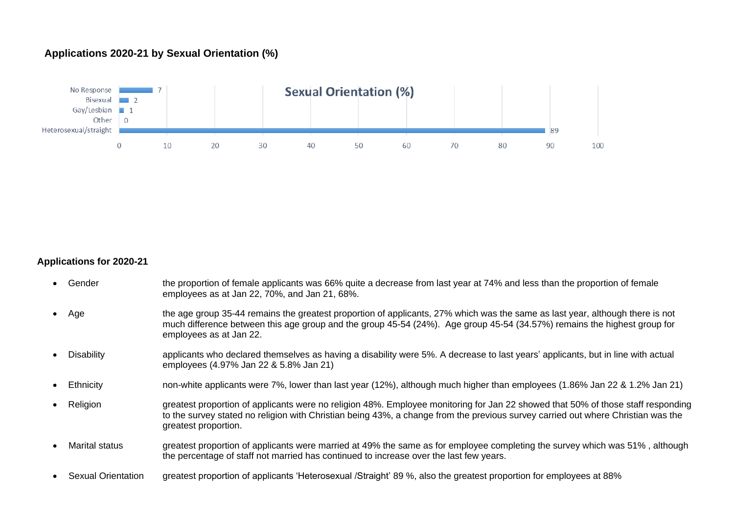**Applications 2020-21 by Sexual Orientation (%)**

| Sexual Orientation | % |
|---|---|
| No Response | 7 |
| Bisexual | 2 |
| Gay/Lesbian | 1 |
| Other | 0 |
| Heterosexual/straight | 89 |

**Applications for 2020-21**

- Gender — the proportion of female applicants was 66% quite a decrease from last year at 74% and less than the proportion of female employees as at Jan 22, 70%, and Jan 21, 68%.
- Age — the age group 35-44 remains the greatest proportion of applicants, 27% which was the same as last year, although there is not much difference between this age group and the group 45-54 (24%). Age group 45-54 (34.57%) remains the highest group for employees as at Jan 22.
- Disability — applicants who declared themselves as having a disability were 5%. A decrease to last years' applicants, but in line with actual employees (4.97% Jan 22 & 5.8% Jan 21)
- Ethnicity — non-white applicants were 7%, lower than last year (12%), although much higher than employees (1.86% Jan 22 & 1.2% Jan 21)
- Religion — greatest proportion of applicants were no religion 48%. Employee monitoring for Jan 22 showed that 50% of those staff responding to the survey stated no religion with Christian being 43%, a change from the previous survey carried out where Christian was the greatest proportion.
- Marital status — greatest proportion of applicants were married at 49% the same as for employee completing the survey which was 51% , although the percentage of staff not married has continued to increase over the last few years.
- Sexual Orientation — greatest proportion of applicants 'Heterosexual /Straight' 89 %, also the greatest proportion for employees at 88%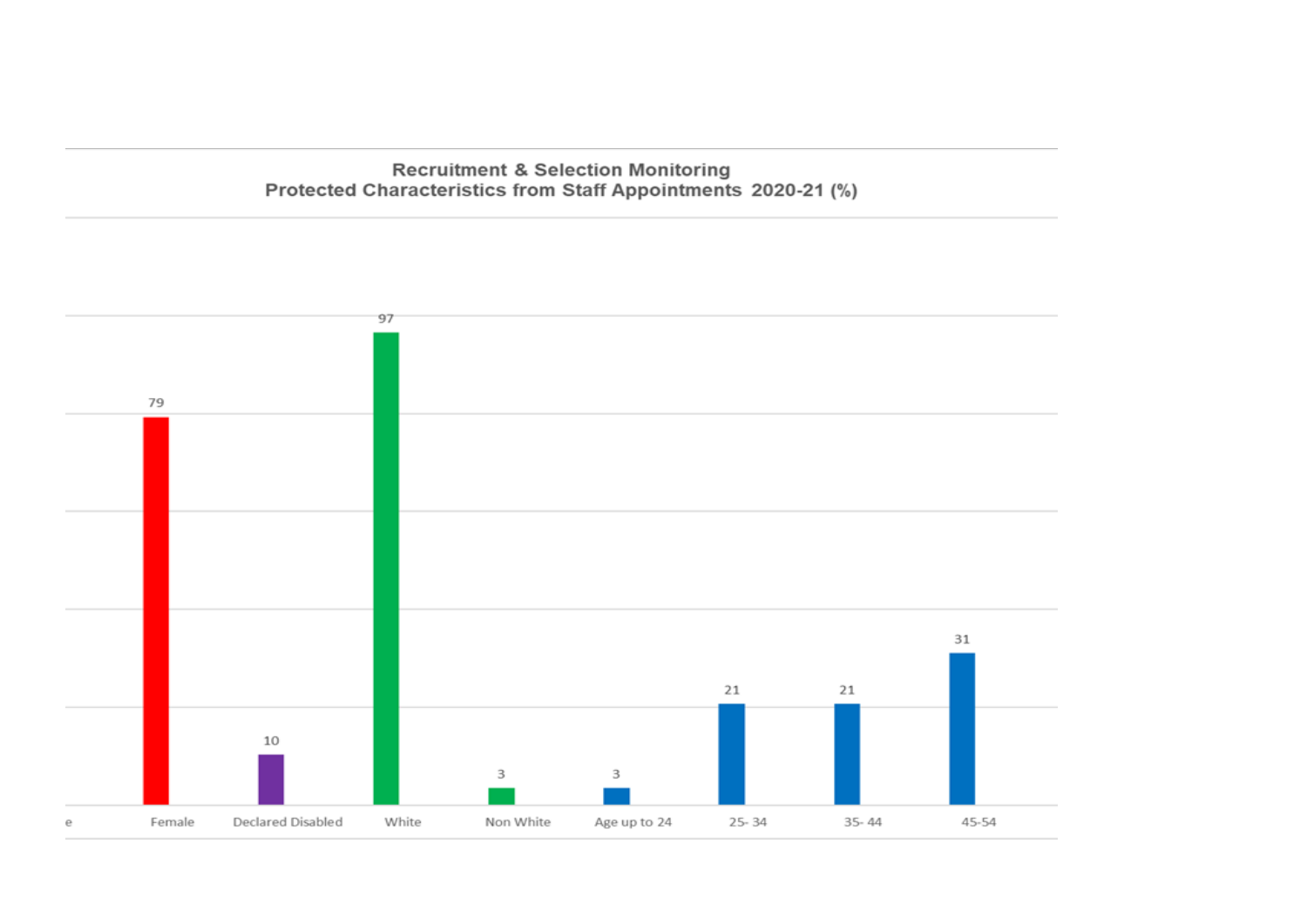**Recruitment & Selection Monitoring**
**Protected Characteristics from Staff Appointments 2020-21 (%)**

| Characteristic | % |
|---|---|
| Female | 79 |
| Declared Disabled | 10 |
| White | 97 |
| Non White | 3 |
| Age up to 24 | 3 |
| 25- 34 | 21 |
| 35- 44 | 21 |
| 45-54 | 31 |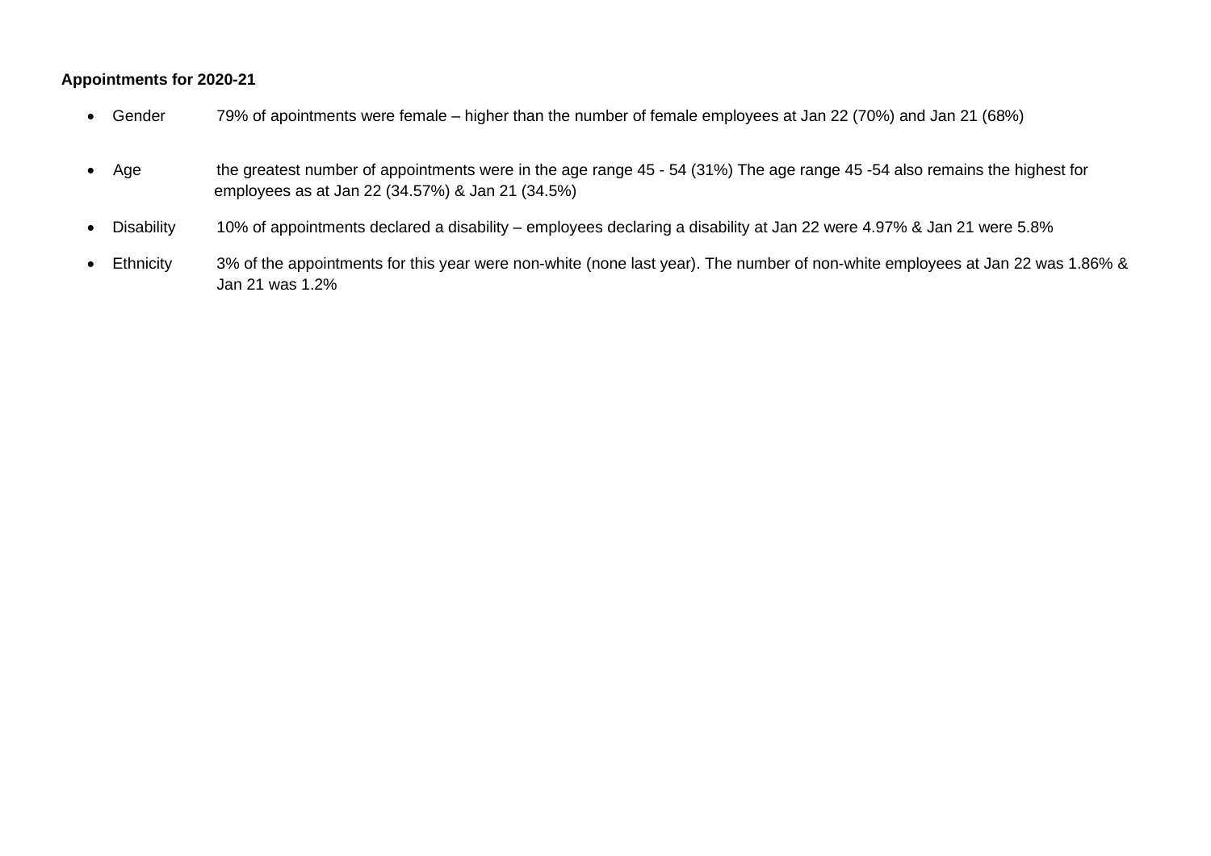**Appointments for 2020-21**

- Gender 79% of apointments were female – higher than the number of female employees at Jan 22 (70%) and Jan 21 (68%)
- Age the greatest number of appointments were in the age range 45 - 54 (31%) The age range 45 -54 also remains the highest for employees as at Jan 22 (34.57%) & Jan 21 (34.5%)
- Disability 10% of appointments declared a disability – employees declaring a disability at Jan 22 were 4.97% & Jan 21 were 5.8%
- Ethnicity 3% of the appointments for this year were non-white (none last year). The number of non-white employees at Jan 22 was 1.86% & Jan 21 was 1.2%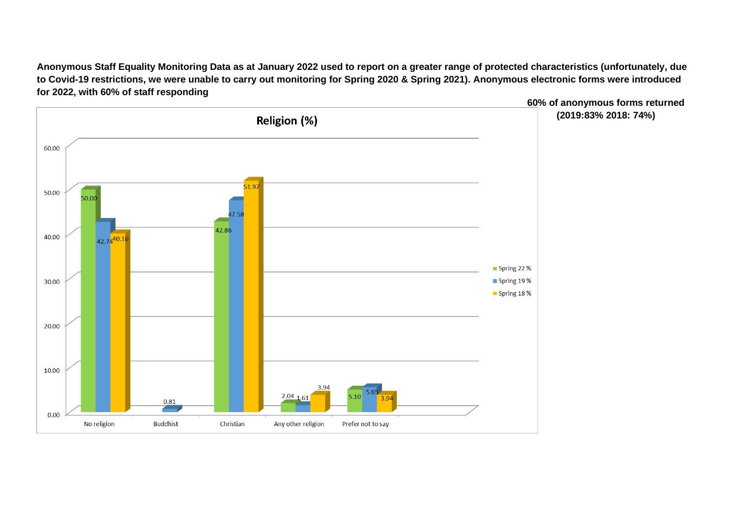**Anonymous Staff Equality Monitoring Data as at January 2022 used to report on a greater range of protected characteristics (unfortunately, due to Covid-19 restrictions, we were unable to carry out monitoring for Spring 2020 & Spring 2021). Anonymous electronic forms were introduced for 2022, with 60% of staff responding**

**60% of anonymous forms returned (2019:83% 2018: 74%)**

**Religion (%)**

| | Spring 22 % | Spring 19 % | Spring 18 % |
|---|---|---|---|
| No religion | 50.00 | 42.74 | 40.16 |
| Buddhist | | 0.81 | |
| Christian | 42.86 | 47.58 | 51.97 |
| Any other religion | 2.04 | 1.61 | 3.94 |
| Prefer not to say | 5.10 | 5.65 | 3.94 |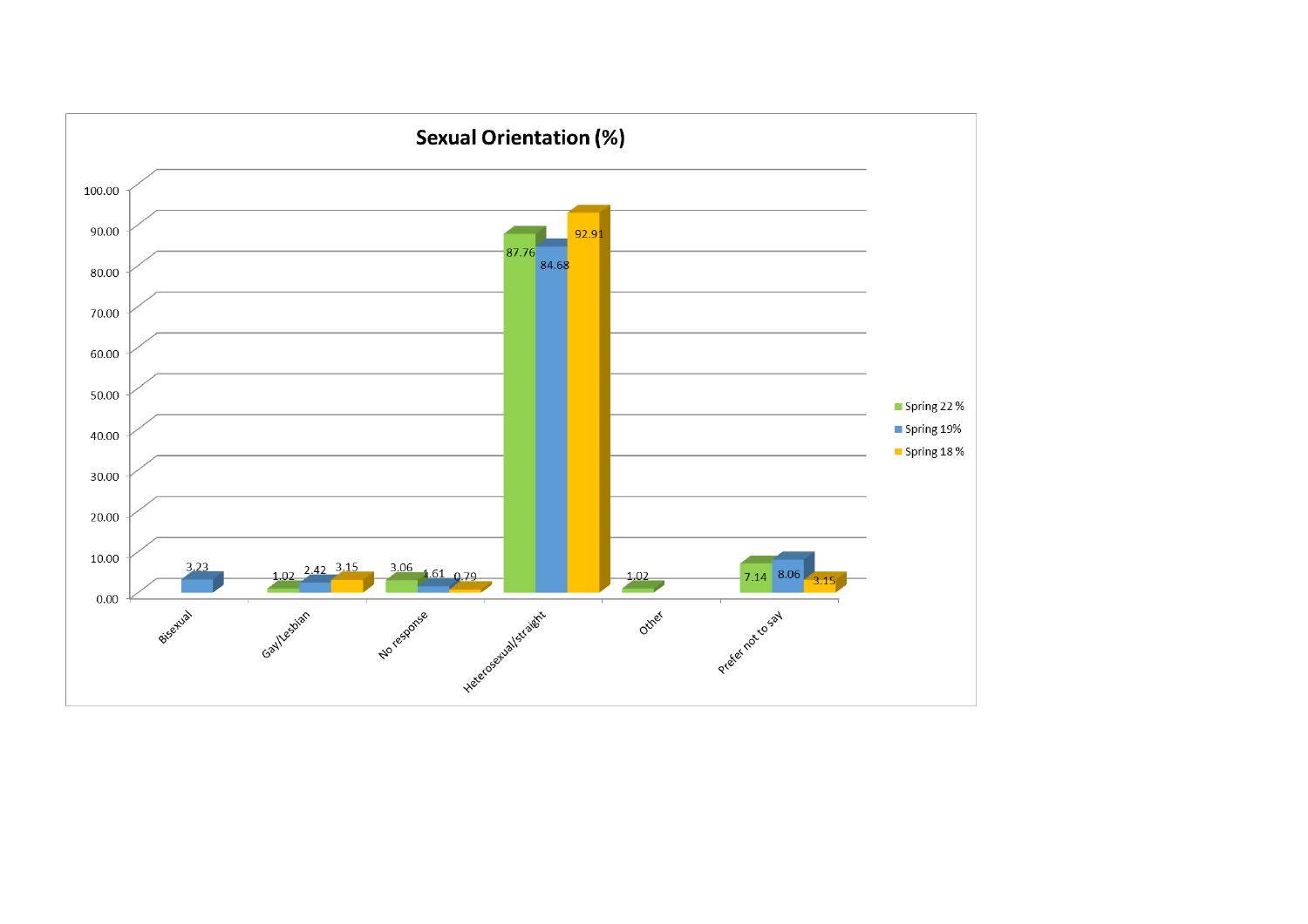## Sexual Orientation (%)

| | Spring 22 % | Spring 19% | Spring 18 % |
|---|---|---|---|
| Bisexual | | 3.23 | |
| Gay/Lesbian | 1.02 | 2.42 | 3.15 |
| No response | 3.06 | 1.61 | 0.79 |
| Heterosexual/straight | 87.76 | 84.68 | 92.91 |
| Other | 1.02 | | |
| Prefer not to say | 7.14 | 8.06 | 3.15 |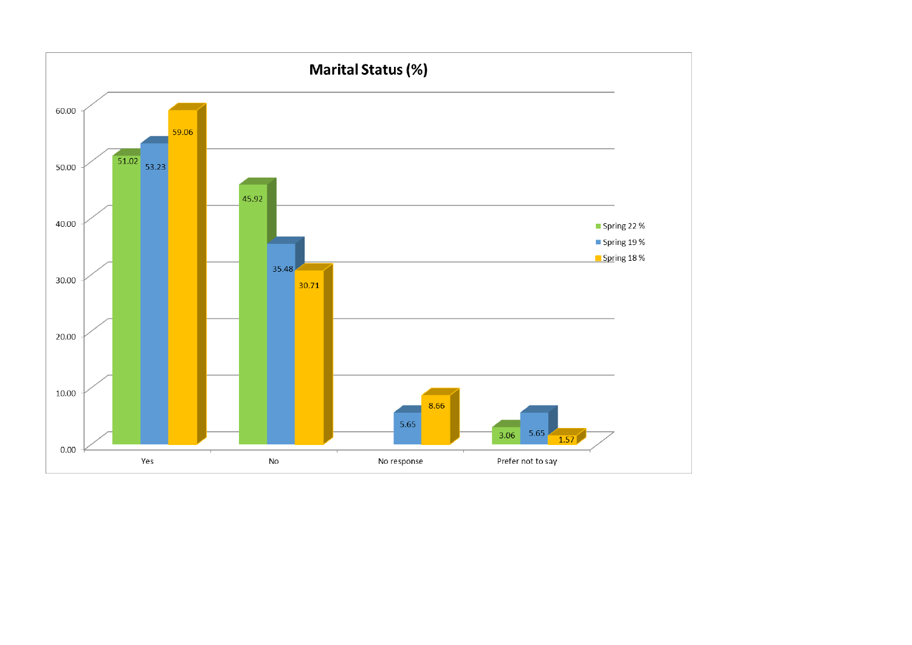## Marital Status (%)

| | Spring 22 % | Spring 19 % | Spring 18 % |
|---|---|---|---|
| Yes | 51.02 | 53.23 | 59.06 |
| No | 45.92 | 35.48 | 30.71 |
| No response | | 5.65 | 8.66 |
| Prefer not to say | 3.06 | 5.65 | 1.57 |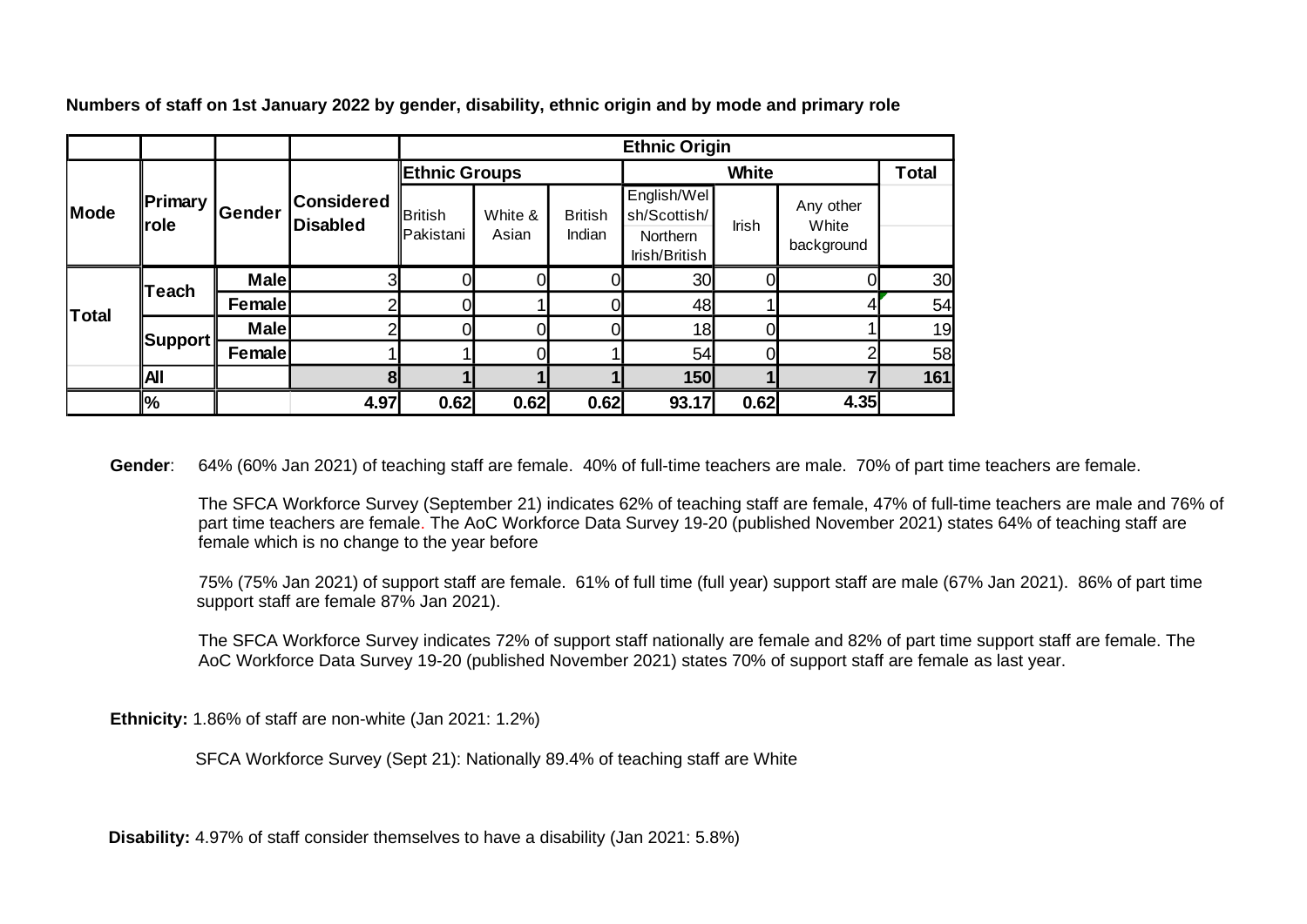**Numbers of staff on 1st January 2022 by gender, disability, ethnic origin and by mode and primary role**

| | | | | Ethnic Origin | | | | | | |
|---|---|---|---|---|---|---|---|---|---|---|
| | | | | Ethnic Groups | | | White | | | Total |
| Mode | Primary role | Gender | Considered Disabled | British Pakistani | White & Asian | British Indian | English/Welsh/Scottish/ Northern Irish/British | Irish | Any other White background | |
| Total | Teach | Male | 3 | 0 | 0 | 0 | 30 | 0 | 0 | 30 |
| | | Female | 2 | 0 | 1 | 0 | 48 | 1 | 4 | 54 |
| | Support | Male | 2 | 0 | 0 | 0 | 18 | 0 | 1 | 19 |
| | | Female | 1 | 1 | 0 | 1 | 54 | 0 | 2 | 58 |
| | **All** | | **8** | **1** | **1** | **1** | **150** | **1** | **7** | **161** |
| | **%** | | **4.97** | **0.62** | **0.62** | **0.62** | **93.17** | **0.62** | **4.35** | |

**Gender**: 64% (60% Jan 2021) of teaching staff are female. 40% of full-time teachers are male. 70% of part time teachers are female.

The SFCA Workforce Survey (September 21) indicates 62% of teaching staff are female, 47% of full-time teachers are male and 76% of part time teachers are female. The AoC Workforce Data Survey 19-20 (published November 2021) states 64% of teaching staff are female which is no change to the year before

75% (75% Jan 2021) of support staff are female. 61% of full time (full year) support staff are male (67% Jan 2021). 86% of part time support staff are female 87% Jan 2021).

The SFCA Workforce Survey indicates 72% of support staff nationally are female and 82% of part time support staff are female. The AoC Workforce Data Survey 19-20 (published November 2021) states 70% of support staff are female as last year.

**Ethnicity:** 1.86% of staff are non-white (Jan 2021: 1.2%)

SFCA Workforce Survey (Sept 21): Nationally 89.4% of teaching staff are White

**Disability:** 4.97% of staff consider themselves to have a disability (Jan 2021: 5.8%)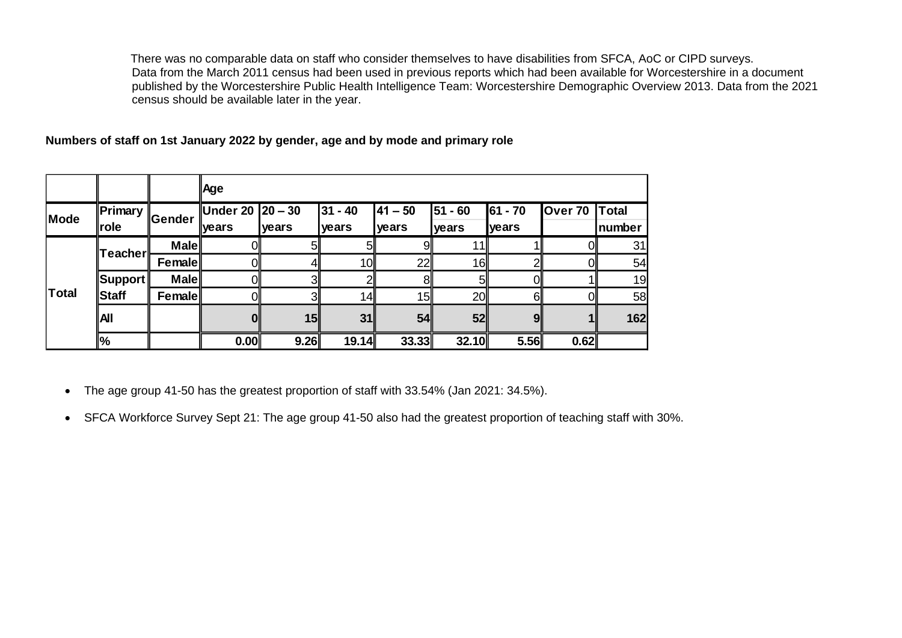There was no comparable data on staff who consider themselves to have disabilities from SFCA, AoC or CIPD surveys. Data from the March 2011 census had been used in previous reports which had been available for Worcestershire in a document published by the Worcestershire Public Health Intelligence Team: Worcestershire Demographic Overview 2013. Data from the 2021 census should be available later in the year.

**Numbers of staff on 1st January 2022 by gender, age and by mode and primary role**

| | | | Age | | | | | | | |
|---|---|---|---|---|---|---|---|---|---|---|
| **Mode** | **Primary role** | **Gender** | **Under 20 years** | **20 – 30 years** | **31 - 40 years** | **41 – 50 years** | **51 - 60 years** | **61 - 70 years** | **Over 70** | **Total number** |
| **Total** | **Teacher** | **Male** | 0 | 5 | 5 | 9 | 11 | 1 | 0 | 31 |
| | | **Female** | 0 | 4 | 10 | 22 | 16 | 2 | 0 | 54 |
| | **Support Staff** | **Male** | 0 | 3 | 2 | 8 | 5 | 0 | 1 | 19 |
| | | **Female** | 0 | 3 | 14 | 15 | 20 | 6 | 0 | 58 |
| | **All** | | **0** | **15** | **31** | **54** | **52** | **9** | **1** | **162** |
| | **%** | | **0.00** | **9.26** | **19.14** | **33.33** | **32.10** | **5.56** | **0.62** | |

- The age group 41-50 has the greatest proportion of staff with 33.54% (Jan 2021: 34.5%).
- SFCA Workforce Survey Sept 21: The age group 41-50 also had the greatest proportion of teaching staff with 30%.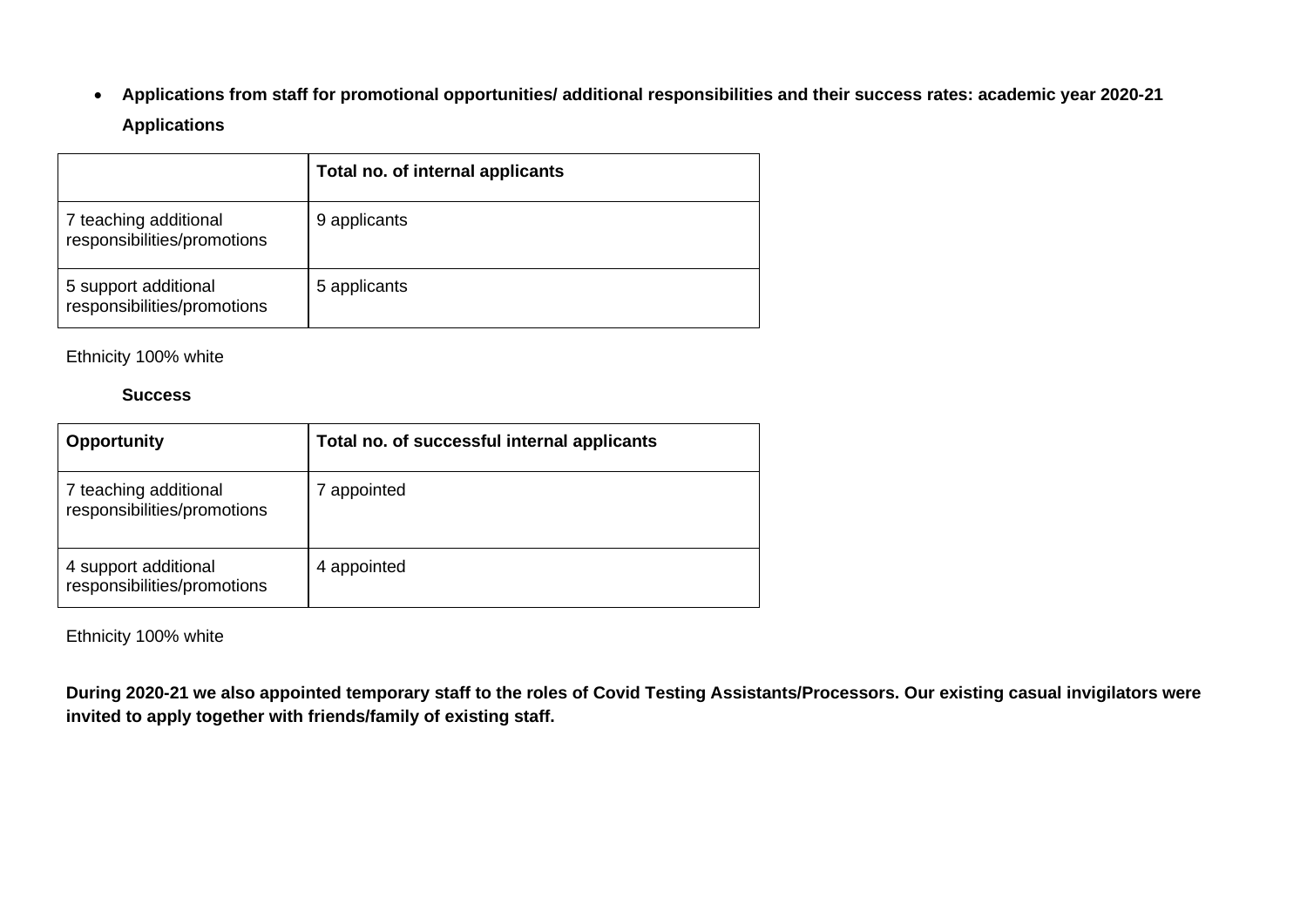- **Applications from staff for promotional opportunities/ additional responsibilities and their success rates: academic year 2020-21**

**Applications**

| | Total no. of internal applicants |
|---|---|
| 7 teaching additional responsibilities/promotions | 9 applicants |
| 5 support additional responsibilities/promotions | 5 applicants |

Ethnicity 100% white

**Success**

| Opportunity | Total no. of successful internal applicants |
|---|---|
| 7 teaching additional responsibilities/promotions | 7 appointed |
| 4 support additional responsibilities/promotions | 4 appointed |

Ethnicity 100% white

**During 2020-21 we also appointed temporary staff to the roles of Covid Testing Assistants/Processors. Our existing casual invigilators were invited to apply together with friends/family of existing staff.**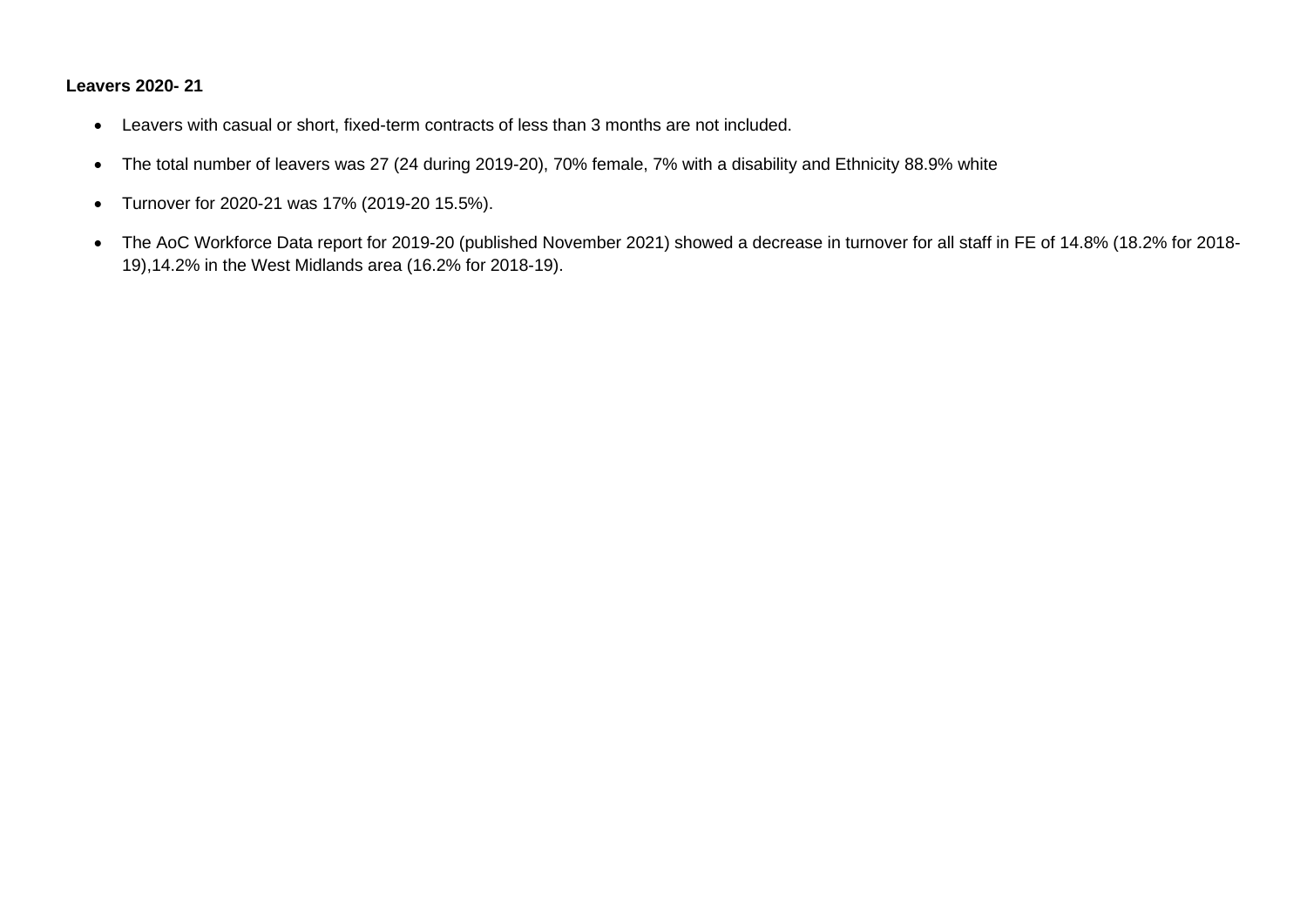**Leavers 2020- 21**

- Leavers with casual or short, fixed-term contracts of less than 3 months are not included.
- The total number of leavers was 27 (24 during 2019-20), 70% female, 7% with a disability and Ethnicity 88.9% white
- Turnover for 2020-21 was 17% (2019-20 15.5%).
- The AoC Workforce Data report for 2019-20 (published November 2021) showed a decrease in turnover for all staff in FE of 14.8% (18.2% for 2018-19),14.2% in the West Midlands area (16.2% for 2018-19).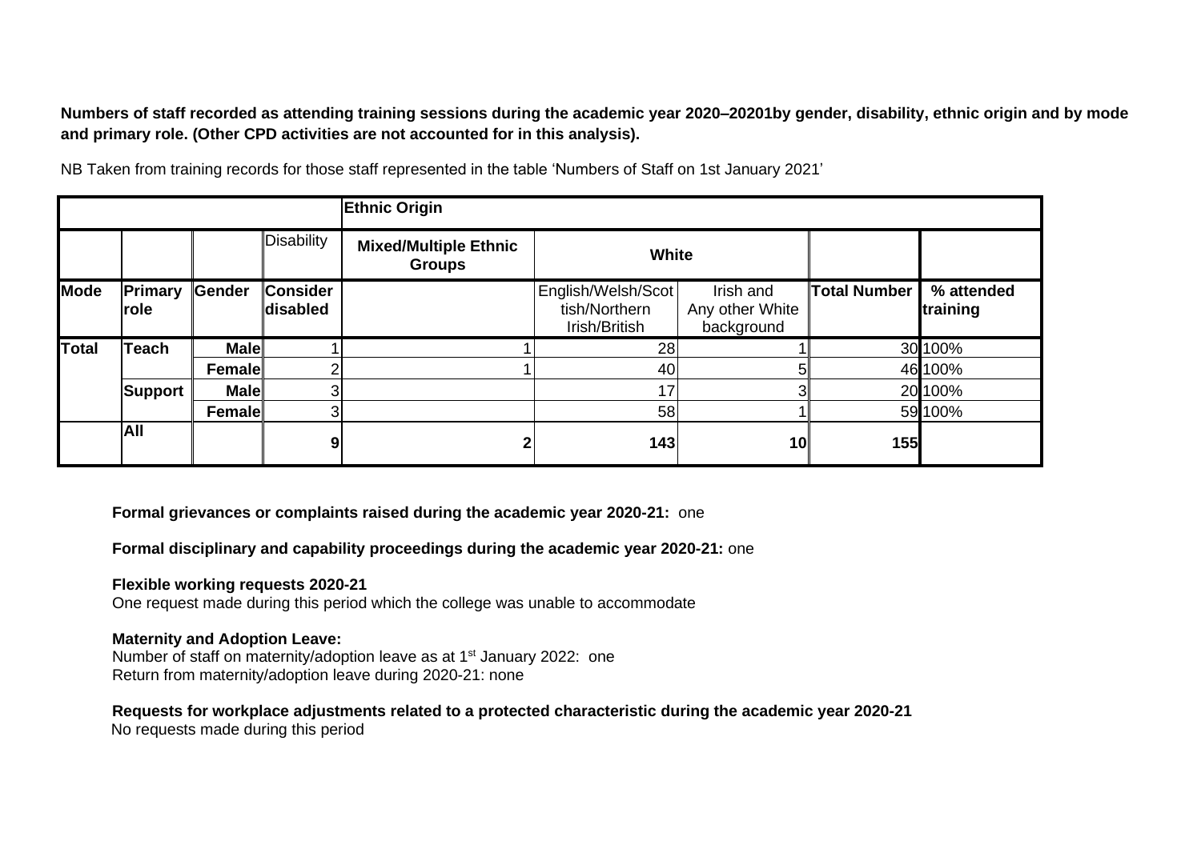**Numbers of staff recorded as attending training sessions during the academic year 2020–20201by gender, disability, ethnic origin and by mode and primary role. (Other CPD activities are not accounted for in this analysis).**

NB Taken from training records for those staff represented in the table 'Numbers of Staff on 1st January 2021'

| | | | | Ethnic Origin | | | | |
|---|---|---|---|---|---|---|---|---|
| | | | Disability | Mixed/Multiple Ethnic Groups | White | | | |
| **Mode** | **Primary role** | **Gender** | **Consider disabled** | | English/Welsh/Scottish/Northern Irish/British | Irish and Any other White background | **Total Number** | **% attended training** |
| **Total** | **Teach** | **Male** | 1 | 1 | 28 | 1 | 30 | 100% |
| | | **Female** | 2 | 1 | 40 | 5 | 46 | 100% |
| | **Support** | **Male** | 3 | | 17 | 3 | 20 | 100% |
| | | **Female** | 3 | | 58 | 1 | 59 | 100% |
| | **All** | | **9** | **2** | **143** | **10** | **155** | |

**Formal grievances or complaints raised during the academic year 2020-21:** one

**Formal disciplinary and capability proceedings during the academic year 2020-21:** one

**Flexible working requests 2020-21**
One request made during this period which the college was unable to accommodate

**Maternity and Adoption Leave:**
Number of staff on maternity/adoption leave as at 1st January 2022: one
Return from maternity/adoption leave during 2020-21: none

**Requests for workplace adjustments related to a protected characteristic during the academic year 2020-21**
No requests made during this period